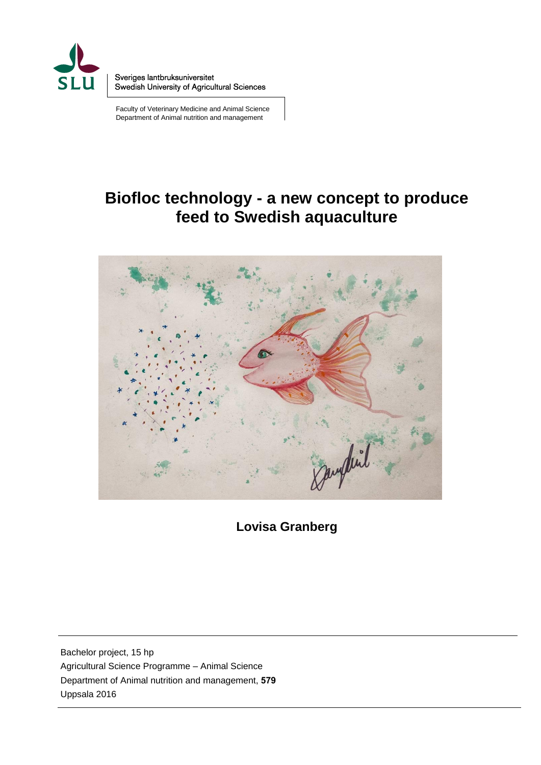SLU

Sveriges lantbruksuniversitet
Swedish University of Agricultural Sciences

Faculty of Veterinary Medicine and Animal Science
Department of Animal nutrition and management

# Biofloc technology - a new concept to produce feed to Swedish aquaculture

**Lovisa Granberg**

Bachelor project, 15 hp
Agricultural Science Programme – Animal Science
Department of Animal nutrition and management, **579**
Uppsala 2016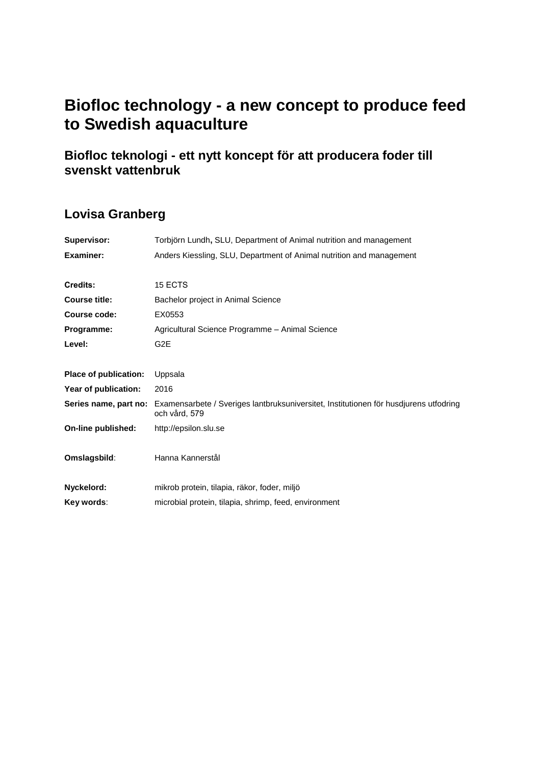# Biofloc technology - a new concept to produce feed to Swedish aquaculture

## Biofloc teknologi - ett nytt koncept för att producera foder till svenskt vattenbruk

## Lovisa Granberg

| | |
|---|---|
| **Supervisor:** | Torbjörn Lundh**,** SLU, Department of Animal nutrition and management |
| **Examiner:** | Anders Kiessling, SLU, Department of Animal nutrition and management |
| | |
| **Credits:** | 15 ECTS |
| **Course title:** | Bachelor project in Animal Science |
| **Course code:** | EX0553 |
| **Programme:** | Agricultural Science Programme – Animal Science |
| **Level:** | G2E |
| | |
| **Place of publication:** | Uppsala |
| **Year of publication:** | 2016 |
| **Series name, part no:** | Examensarbete / Sveriges lantbruksuniversitet, Institutionen för husdjurens utfodring och vård, 579 |
| **On-line published:** | http://epsilon.slu.se |
| | |
| **Omslagsbild**: | Hanna Kannerstål |
| | |
| **Nyckelord:** | mikrob protein, tilapia, räkor, foder, miljö |
| **Key words**: | microbial protein, tilapia, shrimp, feed, environment |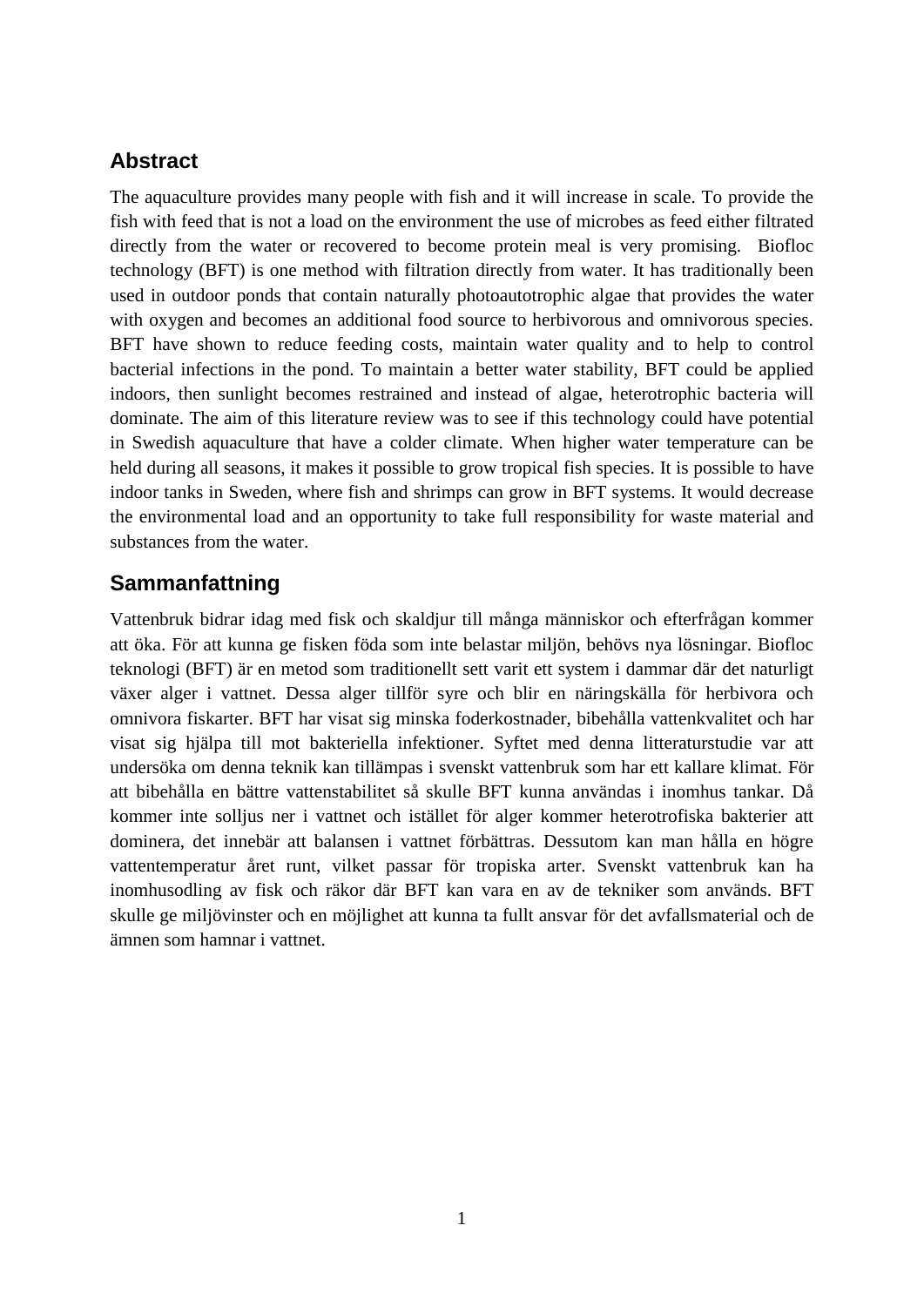## Abstract

The aquaculture provides many people with fish and it will increase in scale. To provide the fish with feed that is not a load on the environment the use of microbes as feed either filtrated directly from the water or recovered to become protein meal is very promising. Biofloc technology (BFT) is one method with filtration directly from water. It has traditionally been used in outdoor ponds that contain naturally photoautotrophic algae that provides the water with oxygen and becomes an additional food source to herbivorous and omnivorous species. BFT have shown to reduce feeding costs, maintain water quality and to help to control bacterial infections in the pond. To maintain a better water stability, BFT could be applied indoors, then sunlight becomes restrained and instead of algae, heterotrophic bacteria will dominate. The aim of this literature review was to see if this technology could have potential in Swedish aquaculture that have a colder climate. When higher water temperature can be held during all seasons, it makes it possible to grow tropical fish species. It is possible to have indoor tanks in Sweden, where fish and shrimps can grow in BFT systems. It would decrease the environmental load and an opportunity to take full responsibility for waste material and substances from the water.

## Sammanfattning

Vattenbruk bidrar idag med fisk och skaldjur till många människor och efterfrågan kommer att öka. För att kunna ge fisken föda som inte belastar miljön, behövs nya lösningar. Biofloc teknologi (BFT) är en metod som traditionellt sett varit ett system i dammar där det naturligt växer alger i vattnet. Dessa alger tillför syre och blir en näringskälla för herbivora och omnivora fiskarter. BFT har visat sig minska foderkostnader, bibehålla vattenkvalitet och har visat sig hjälpa till mot bakteriella infektioner. Syftet med denna litteraturstudie var att undersöka om denna teknik kan tillämpas i svenskt vattenbruk som har ett kallare klimat. För att bibehålla en bättre vattenstabilitet så skulle BFT kunna användas i inomhus tankar. Då kommer inte solljus ner i vattnet och istället för alger kommer heterotrofiska bakterier att dominera, det innebär att balansen i vattnet förbättras. Dessutom kan man hålla en högre vattentemperatur året runt, vilket passar för tropiska arter. Svenskt vattenbruk kan ha inomhusodling av fisk och räkor där BFT kan vara en av de tekniker som används. BFT skulle ge miljövinster och en möjlighet att kunna ta fullt ansvar för det avfallsmaterial och de ämnen som hamnar i vattnet.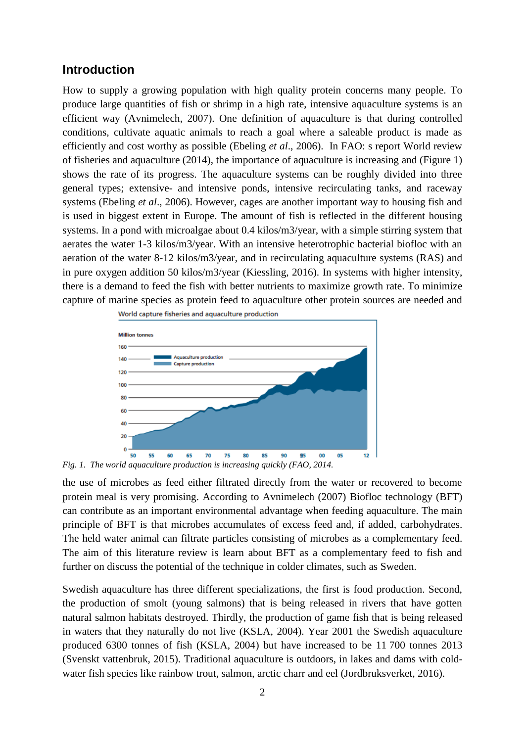## Introduction

How to supply a growing population with high quality protein concerns many people. To produce large quantities of fish or shrimp in a high rate, intensive aquaculture systems is an efficient way (Avnimelech, 2007). One definition of aquaculture is that during controlled conditions, cultivate aquatic animals to reach a goal where a saleable product is made as efficiently and cost worthy as possible (Ebeling *et al*., 2006). In FAO: s report World review of fisheries and aquaculture (2014), the importance of aquaculture is increasing and (Figure 1) shows the rate of its progress. The aquaculture systems can be roughly divided into three general types; extensive- and intensive ponds, intensive recirculating tanks, and raceway systems (Ebeling *et al*., 2006). However, cages are another important way to housing fish and is used in biggest extent in Europe. The amount of fish is reflected in the different housing systems. In a pond with microalgae about 0.4 kilos/m3/year, with a simple stirring system that aerates the water 1-3 kilos/m3/year. With an intensive heterotrophic bacterial biofloc with an aeration of the water 8-12 kilos/m3/year, and in recirculating aquaculture systems (RAS) and in pure oxygen addition 50 kilos/m3/year (Kiessling, 2016). In systems with higher intensity, there is a demand to feed the fish with better nutrients to maximize growth rate. To minimize capture of marine species as protein feed to aquaculture other protein sources are needed and

*Fig. 1. The world aquaculture production is increasing quickly (FAO, 2014.*

the use of microbes as feed either filtrated directly from the water or recovered to become protein meal is very promising. According to Avnimelech (2007) Biofloc technology (BFT) can contribute as an important environmental advantage when feeding aquaculture. The main principle of BFT is that microbes accumulates of excess feed and, if added, carbohydrates. The held water animal can filtrate particles consisting of microbes as a complementary feed. The aim of this literature review is learn about BFT as a complementary feed to fish and further on discuss the potential of the technique in colder climates, such as Sweden.

Swedish aquaculture has three different specializations, the first is food production. Second, the production of smolt (young salmons) that is being released in rivers that have gotten natural salmon habitats destroyed. Thirdly, the production of game fish that is being released in waters that they naturally do not live (KSLA, 2004). Year 2001 the Swedish aquaculture produced 6300 tonnes of fish (KSLA, 2004) but have increased to be 11 700 tonnes 2013 (Svenskt vattenbruk, 2015). Traditional aquaculture is outdoors, in lakes and dams with cold-water fish species like rainbow trout, salmon, arctic charr and eel (Jordbruksverket, 2016).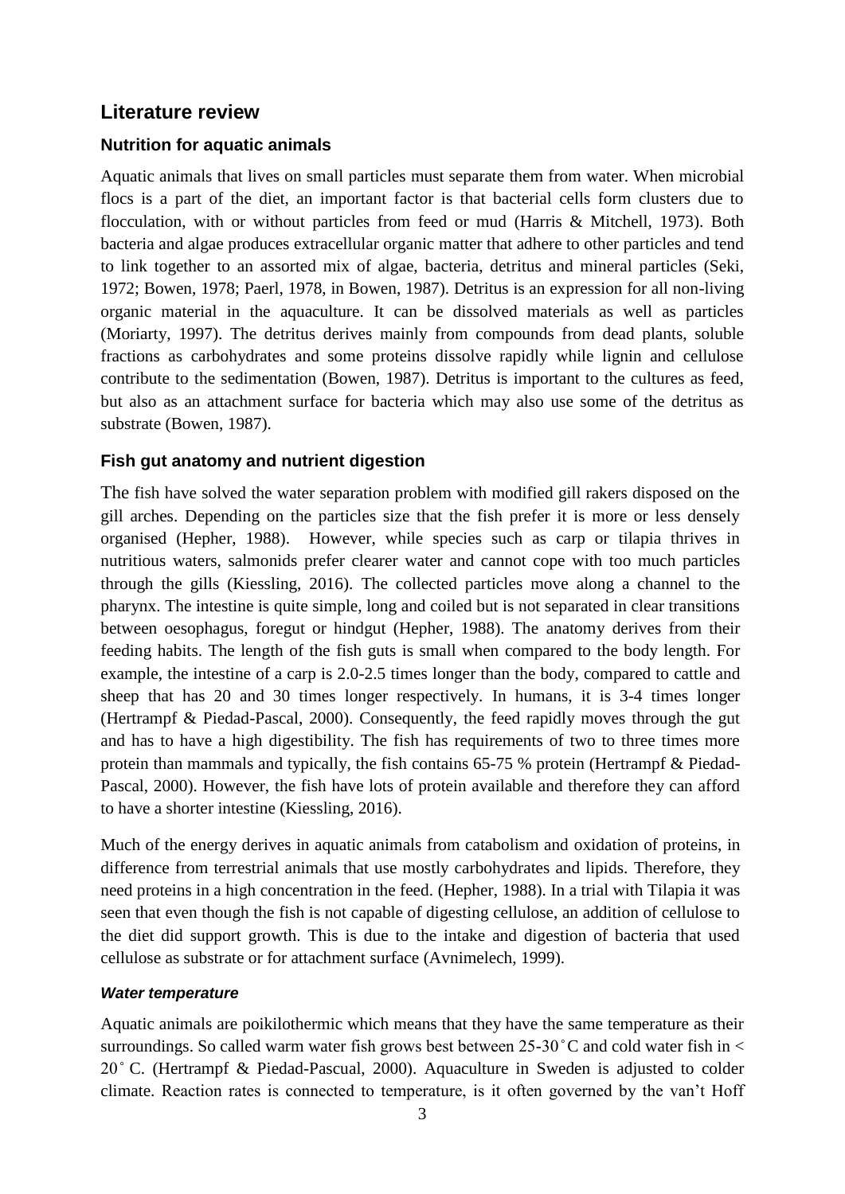## Literature review

### Nutrition for aquatic animals

Aquatic animals that lives on small particles must separate them from water. When microbial flocs is a part of the diet, an important factor is that bacterial cells form clusters due to flocculation, with or without particles from feed or mud (Harris & Mitchell, 1973). Both bacteria and algae produces extracellular organic matter that adhere to other particles and tend to link together to an assorted mix of algae, bacteria, detritus and mineral particles (Seki, 1972; Bowen, 1978; Paerl, 1978, in Bowen, 1987). Detritus is an expression for all non-living organic material in the aquaculture. It can be dissolved materials as well as particles (Moriarty, 1997). The detritus derives mainly from compounds from dead plants, soluble fractions as carbohydrates and some proteins dissolve rapidly while lignin and cellulose contribute to the sedimentation (Bowen, 1987). Detritus is important to the cultures as feed, but also as an attachment surface for bacteria which may also use some of the detritus as substrate (Bowen, 1987).

### Fish gut anatomy and nutrient digestion

The fish have solved the water separation problem with modified gill rakers disposed on the gill arches. Depending on the particles size that the fish prefer it is more or less densely organised (Hepher, 1988). However, while species such as carp or tilapia thrives in nutritious waters, salmonids prefer clearer water and cannot cope with too much particles through the gills (Kiessling, 2016). The collected particles move along a channel to the pharynx. The intestine is quite simple, long and coiled but is not separated in clear transitions between oesophagus, foregut or hindgut (Hepher, 1988). The anatomy derives from their feeding habits. The length of the fish guts is small when compared to the body length. For example, the intestine of a carp is 2.0-2.5 times longer than the body, compared to cattle and sheep that has 20 and 30 times longer respectively. In humans, it is 3-4 times longer (Hertrampf & Piedad-Pascal, 2000). Consequently, the feed rapidly moves through the gut and has to have a high digestibility. The fish has requirements of two to three times more protein than mammals and typically, the fish contains 65-75 % protein (Hertrampf & Piedad-Pascal, 2000). However, the fish have lots of protein available and therefore they can afford to have a shorter intestine (Kiessling, 2016).

Much of the energy derives in aquatic animals from catabolism and oxidation of proteins, in difference from terrestrial animals that use mostly carbohydrates and lipids. Therefore, they need proteins in a high concentration in the feed. (Hepher, 1988). In a trial with Tilapia it was seen that even though the fish is not capable of digesting cellulose, an addition of cellulose to the diet did support growth. This is due to the intake and digestion of bacteria that used cellulose as substrate or for attachment surface (Avnimelech, 1999).

#### *Water temperature*

Aquatic animals are poikilothermic which means that they have the same temperature as their surroundings. So called warm water fish grows best between 25-30˚C and cold water fish in < 20˚C. (Hertrampf & Piedad-Pascual, 2000). Aquaculture in Sweden is adjusted to colder climate. Reaction rates is connected to temperature, is it often governed by the van't Hoff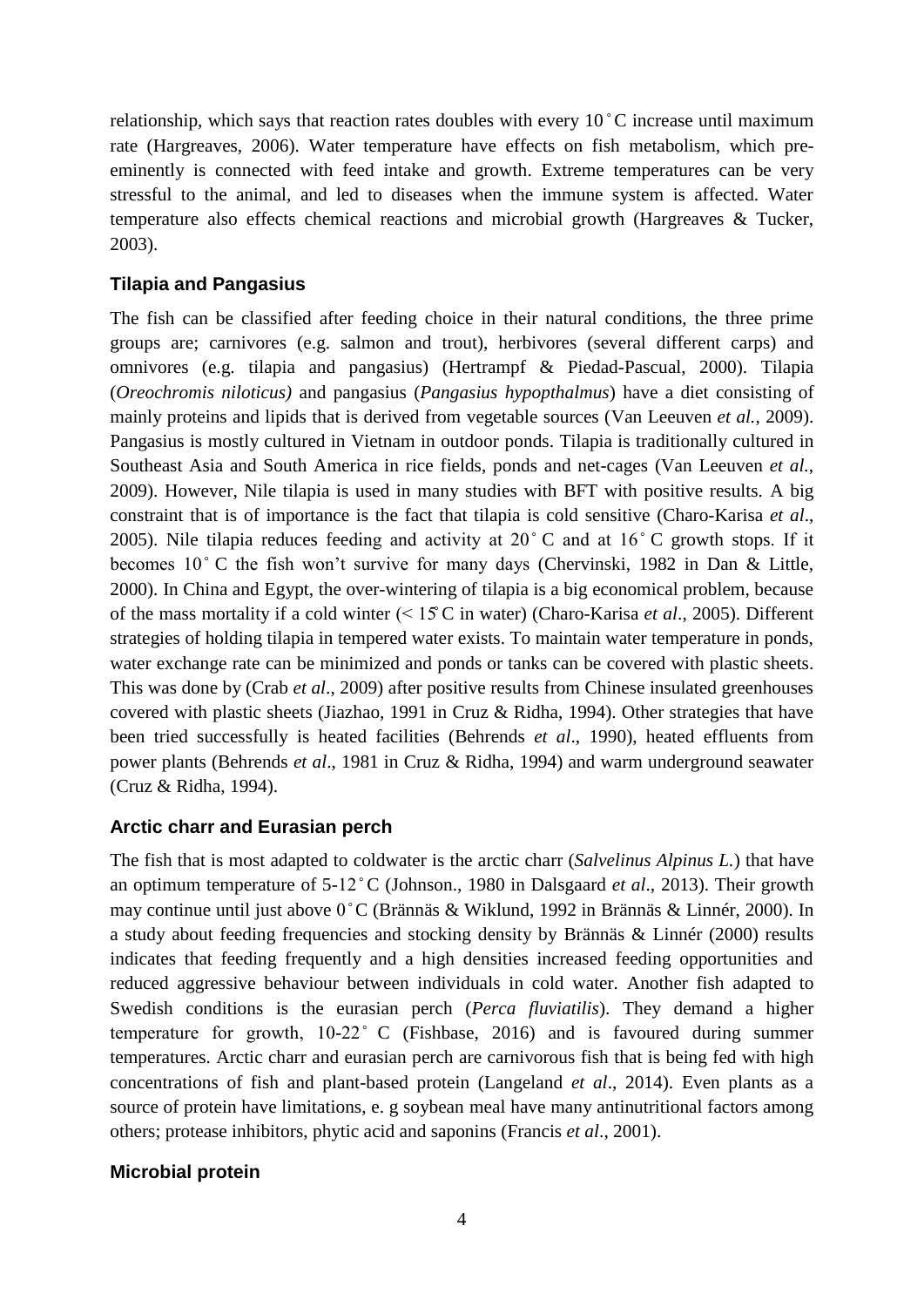relationship, which says that reaction rates doubles with every 10 ˚C increase until maximum rate (Hargreaves, 2006). Water temperature have effects on fish metabolism, which pre-eminently is connected with feed intake and growth. Extreme temperatures can be very stressful to the animal, and led to diseases when the immune system is affected. Water temperature also effects chemical reactions and microbial growth (Hargreaves & Tucker, 2003).

### Tilapia and Pangasius

The fish can be classified after feeding choice in their natural conditions, the three prime groups are; carnivores (e.g. salmon and trout), herbivores (several different carps) and omnivores (e.g. tilapia and pangasius) (Hertrampf & Piedad-Pascual, 2000). Tilapia (*Oreochromis niloticus)* and pangasius (*Pangasius hypopthalmus*) have a diet consisting of mainly proteins and lipids that is derived from vegetable sources (Van Leeuven *et al.*, 2009). Pangasius is mostly cultured in Vietnam in outdoor ponds. Tilapia is traditionally cultured in Southeast Asia and South America in rice fields, ponds and net-cages (Van Leeuven *et al.*, 2009). However, Nile tilapia is used in many studies with BFT with positive results. A big constraint that is of importance is the fact that tilapia is cold sensitive (Charo-Karisa *et al*., 2005). Nile tilapia reduces feeding and activity at 20˚ C and at 16˚ C growth stops. If it becomes 10˚ C the fish won't survive for many days (Chervinski, 1982 in Dan & Little, 2000). In China and Egypt, the over-wintering of tilapia is a big economical problem, because of the mass mortality if a cold winter (< 15̊ C in water) (Charo-Karisa *et al*., 2005). Different strategies of holding tilapia in tempered water exists. To maintain water temperature in ponds, water exchange rate can be minimized and ponds or tanks can be covered with plastic sheets. This was done by (Crab *et al*., 2009) after positive results from Chinese insulated greenhouses covered with plastic sheets (Jiazhao, 1991 in Cruz & Ridha, 1994). Other strategies that have been tried successfully is heated facilities (Behrends *et al*., 1990), heated effluents from power plants (Behrends *et al*., 1981 in Cruz & Ridha, 1994) and warm underground seawater (Cruz & Ridha, 1994).

### Arctic charr and Eurasian perch

The fish that is most adapted to coldwater is the arctic charr (*Salvelinus Alpinus L.*) that have an optimum temperature of 5-12˚C (Johnson., 1980 in Dalsgaard *et al*., 2013). Their growth may continue until just above 0˚C (Brännäs & Wiklund, 1992 in Brännäs & Linnér, 2000). In a study about feeding frequencies and stocking density by Brännäs & Linnér (2000) results indicates that feeding frequently and a high densities increased feeding opportunities and reduced aggressive behaviour between individuals in cold water. Another fish adapted to Swedish conditions is the eurasian perch (*Perca fluviatilis*). They demand a higher temperature for growth, 10-22˚ C (Fishbase, 2016) and is favoured during summer temperatures. Arctic charr and eurasian perch are carnivorous fish that is being fed with high concentrations of fish and plant-based protein (Langeland *et al*., 2014). Even plants as a source of protein have limitations, e. g soybean meal have many antinutritional factors among others; protease inhibitors, phytic acid and saponins (Francis *et al*., 2001).

### Microbial protein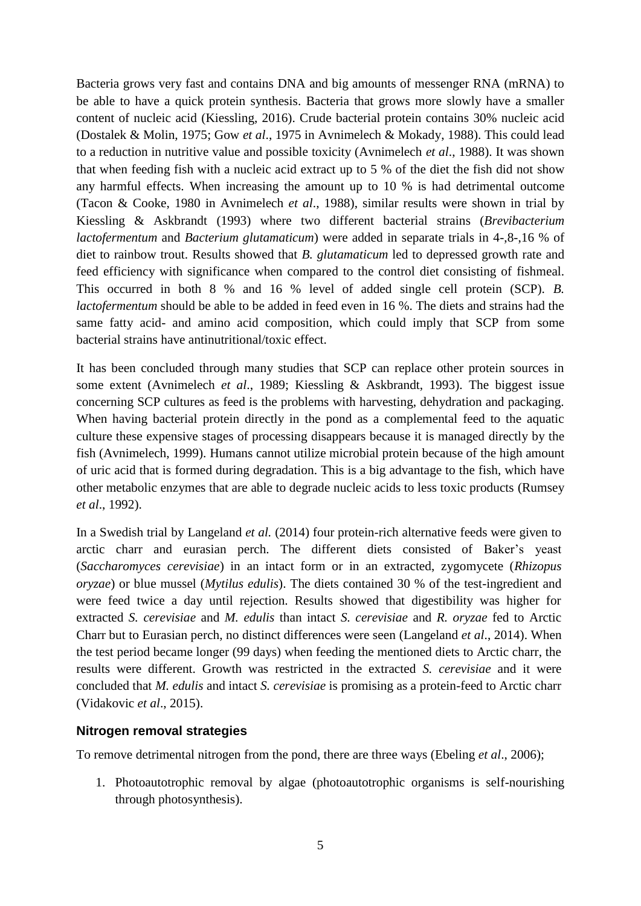Bacteria grows very fast and contains DNA and big amounts of messenger RNA (mRNA) to be able to have a quick protein synthesis. Bacteria that grows more slowly have a smaller content of nucleic acid (Kiessling, 2016). Crude bacterial protein contains 30% nucleic acid (Dostalek & Molin, 1975; Gow *et al*., 1975 in Avnimelech & Mokady, 1988). This could lead to a reduction in nutritive value and possible toxicity (Avnimelech *et al*., 1988). It was shown that when feeding fish with a nucleic acid extract up to 5 % of the diet the fish did not show any harmful effects. When increasing the amount up to 10 % is had detrimental outcome (Tacon & Cooke, 1980 in Avnimelech *et al*., 1988), similar results were shown in trial by Kiessling & Askbrandt (1993) where two different bacterial strains (*Brevibacterium lactofermentum* and *Bacterium glutamaticum*) were added in separate trials in 4-,8-,16 % of diet to rainbow trout. Results showed that *B. glutamaticum* led to depressed growth rate and feed efficiency with significance when compared to the control diet consisting of fishmeal. This occurred in both 8 % and 16 % level of added single cell protein (SCP). *B. lactofermentum* should be able to be added in feed even in 16 %. The diets and strains had the same fatty acid- and amino acid composition, which could imply that SCP from some bacterial strains have antinutritional/toxic effect.

It has been concluded through many studies that SCP can replace other protein sources in some extent (Avnimelech *et al*., 1989; Kiessling & Askbrandt, 1993). The biggest issue concerning SCP cultures as feed is the problems with harvesting, dehydration and packaging. When having bacterial protein directly in the pond as a complemental feed to the aquatic culture these expensive stages of processing disappears because it is managed directly by the fish (Avnimelech, 1999). Humans cannot utilize microbial protein because of the high amount of uric acid that is formed during degradation. This is a big advantage to the fish, which have other metabolic enzymes that are able to degrade nucleic acids to less toxic products (Rumsey *et al*., 1992).

In a Swedish trial by Langeland *et al.* (2014) four protein-rich alternative feeds were given to arctic charr and eurasian perch. The different diets consisted of Baker's yeast (*Saccharomyces cerevisiae*) in an intact form or in an extracted, zygomycete (*Rhizopus oryzae*) or blue mussel (*Mytilus edulis*). The diets contained 30 % of the test-ingredient and were feed twice a day until rejection. Results showed that digestibility was higher for extracted *S. cerevisiae* and *M. edulis* than intact *S. cerevisiae* and *R. oryzae* fed to Arctic Charr but to Eurasian perch, no distinct differences were seen (Langeland *et al*., 2014). When the test period became longer (99 days) when feeding the mentioned diets to Arctic charr, the results were different. Growth was restricted in the extracted *S. cerevisiae* and it were concluded that *M. edulis* and intact *S. cerevisiae* is promising as a protein-feed to Arctic charr (Vidakovic *et al*., 2015).

### Nitrogen removal strategies

To remove detrimental nitrogen from the pond, there are three ways (Ebeling *et al*., 2006);

1. Photoautotrophic removal by algae (photoautotrophic organisms is self-nourishing through photosynthesis).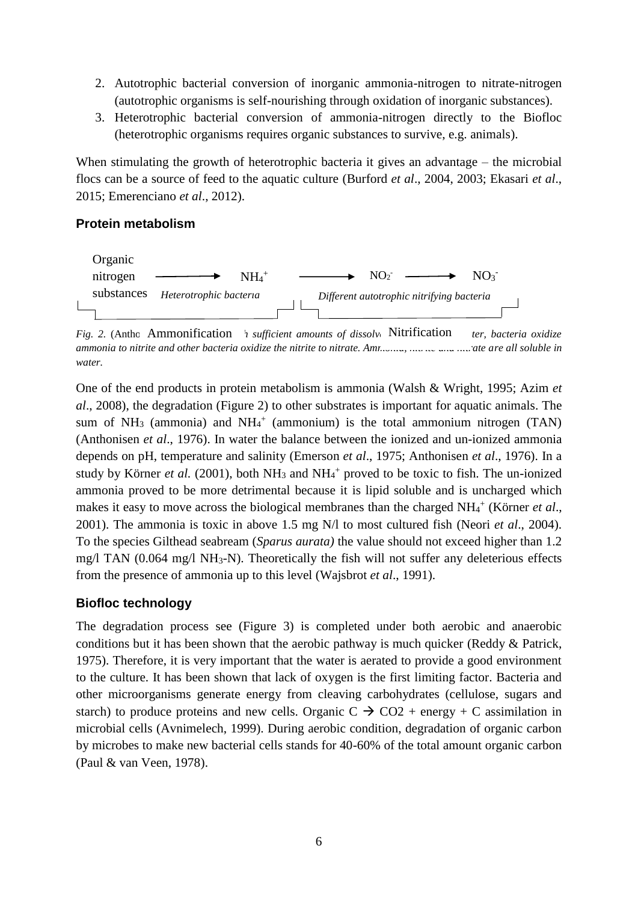2. Autotrophic bacterial conversion of inorganic ammonia-nitrogen to nitrate-nitrogen (autotrophic organisms is self-nourishing through oxidation of inorganic substances).
3. Heterotrophic bacterial conversion of ammonia-nitrogen directly to the Biofloc (heterotrophic organisms requires organic substances to survive, e.g. animals).

When stimulating the growth of heterotrophic bacteria it gives an advantage – the microbial flocs can be a source of feed to the aquatic culture (Burford *et al*., 2004, 2003; Ekasari *et al*., 2015; Emerenciano *et al*., 2012).

### Protein metabolism

Organic nitrogen substances → (*Heterotrophic bacteria*) $NH_4^+$ → $NO_2^-$ → $NO_3^-$ (*Different autotrophic nitrifying bacteria*)

Ammonification | Nitrification

*Fig. 2.* (Antho... *h sufficient amounts of dissolv... ter, bacteria oxidize ammonia to nitrite and other bacteria oxidize the nitrite to nitrate. Amm... ...ate are all soluble in water.*

One of the end products in protein metabolism is ammonia (Walsh & Wright, 1995; Azim *et al*., 2008), the degradation (Figure 2) to other substrates is important for aquatic animals. The sum of $NH_3$ (ammonia) and $NH_4^+$ (ammonium) is the total ammonium nitrogen (TAN) (Anthonisen *et al*., 1976). In water the balance between the ionized and un-ionized ammonia depends on pH, temperature and salinity (Emerson *et al*., 1975; Anthonisen *et al*., 1976). In a study by Körner *et al.* (2001), both $NH_3$ and $NH_4^+$ proved to be toxic to fish. The un-ionized ammonia proved to be more detrimental because it is lipid soluble and is uncharged which makes it easy to move across the biological membranes than the charged $NH_4^+$ (Körner *et al*., 2001). The ammonia is toxic in above 1.5 mg N/l to most cultured fish (Neori *et al*., 2004). To the species Gilthead seabream (*Sparus aurata)* the value should not exceed higher than 1.2 mg/l TAN (0.064 mg/l $NH_3$-N). Theoretically the fish will not suffer any deleterious effects from the presence of ammonia up to this level (Wajsbrot *et al*., 1991).

### Biofloc technology

The degradation process see (Figure 3) is completed under both aerobic and anaerobic conditions but it has been shown that the aerobic pathway is much quicker (Reddy & Patrick, 1975). Therefore, it is very important that the water is aerated to provide a good environment to the culture. It has been shown that lack of oxygen is the first limiting factor. Bacteria and other microorganisms generate energy from cleaving carbohydrates (cellulose, sugars and starch) to produce proteins and new cells. Organic C $\rightarrow$ CO2 + energy + C assimilation in microbial cells (Avnimelech, 1999). During aerobic condition, degradation of organic carbon by microbes to make new bacterial cells stands for 40-60% of the total amount organic carbon (Paul & van Veen, 1978).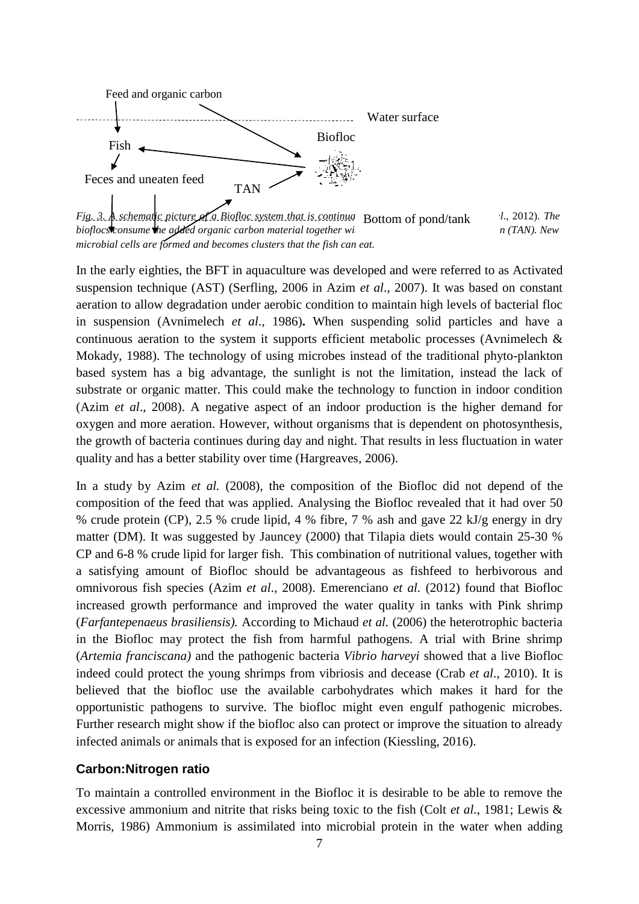*Fig. 3. A schematic picture of a Biofloc system that is continua ... l., 2012). The bioflocs consume the added organic carbon material together wi ... n (TAN). New microbial cells are formed and becomes clusters that the fish can eat.*

In the early eighties, the BFT in aquaculture was developed and were referred to as Activated suspension technique (AST) (Serfling, 2006 in Azim *et al*., 2007). It was based on constant aeration to allow degradation under aerobic condition to maintain high levels of bacterial floc in suspension (Avnimelech *et al*., 1986)**.** When suspending solid particles and have a continuous aeration to the system it supports efficient metabolic processes (Avnimelech & Mokady, 1988). The technology of using microbes instead of the traditional phyto-plankton based system has a big advantage, the sunlight is not the limitation, instead the lack of substrate or organic matter. This could make the technology to function in indoor condition (Azim *et al*., 2008). A negative aspect of an indoor production is the higher demand for oxygen and more aeration. However, without organisms that is dependent on photosynthesis, the growth of bacteria continues during day and night. That results in less fluctuation in water quality and has a better stability over time (Hargreaves, 2006).

In a study by Azim *et al.* (2008), the composition of the Biofloc did not depend of the composition of the feed that was applied. Analysing the Biofloc revealed that it had over 50 % crude protein (CP), 2.5 % crude lipid, 4 % fibre, 7 % ash and gave 22 kJ/g energy in dry matter (DM). It was suggested by Jauncey (2000) that Tilapia diets would contain 25-30 % CP and 6-8 % crude lipid for larger fish. This combination of nutritional values, together with a satisfying amount of Biofloc should be advantageous as fishfeed to herbivorous and omnivorous fish species (Azim *et al*., 2008). Emerenciano *et al.* (2012) found that Biofloc increased growth performance and improved the water quality in tanks with Pink shrimp (*Farfantepenaeus brasiliensis).* According to Michaud *et al.* (2006) the heterotrophic bacteria in the Biofloc may protect the fish from harmful pathogens. A trial with Brine shrimp (*Artemia franciscana)* and the pathogenic bacteria *Vibrio harveyi* showed that a live Biofloc indeed could protect the young shrimps from vibriosis and decease (Crab *et al*., 2010). It is believed that the biofloc use the available carbohydrates which makes it hard for the opportunistic pathogens to survive. The biofloc might even engulf pathogenic microbes. Further research might show if the biofloc also can protect or improve the situation to already infected animals or animals that is exposed for an infection (Kiessling, 2016).

### Carbon:Nitrogen ratio

To maintain a controlled environment in the Biofloc it is desirable to be able to remove the excessive ammonium and nitrite that risks being toxic to the fish (Colt *et al.*, 1981; Lewis & Morris, 1986) Ammonium is assimilated into microbial protein in the water when adding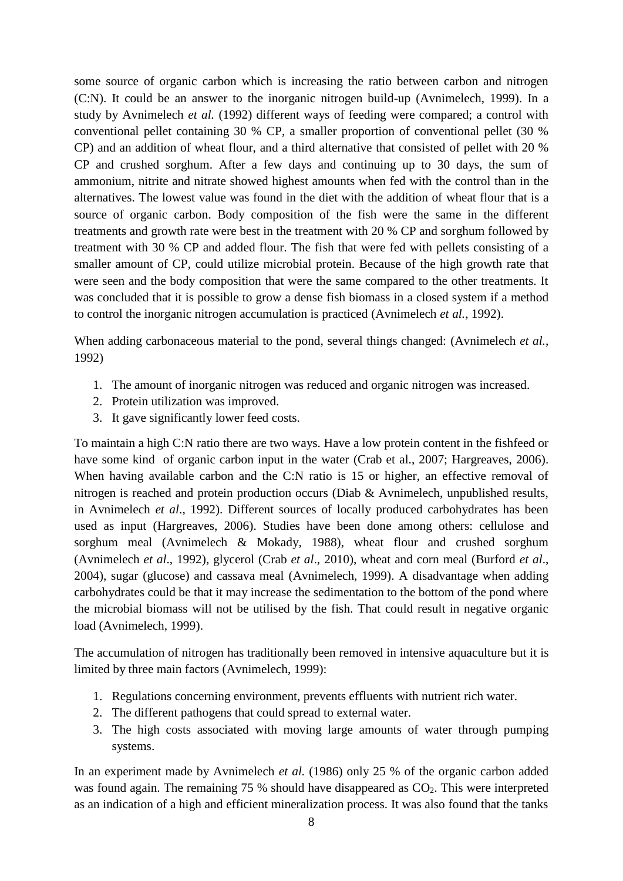some source of organic carbon which is increasing the ratio between carbon and nitrogen (C:N). It could be an answer to the inorganic nitrogen build-up (Avnimelech, 1999). In a study by Avnimelech *et al.* (1992) different ways of feeding were compared; a control with conventional pellet containing 30 % CP, a smaller proportion of conventional pellet (30 % CP) and an addition of wheat flour, and a third alternative that consisted of pellet with 20 % CP and crushed sorghum. After a few days and continuing up to 30 days, the sum of ammonium, nitrite and nitrate showed highest amounts when fed with the control than in the alternatives. The lowest value was found in the diet with the addition of wheat flour that is a source of organic carbon. Body composition of the fish were the same in the different treatments and growth rate were best in the treatment with 20 % CP and sorghum followed by treatment with 30 % CP and added flour. The fish that were fed with pellets consisting of a smaller amount of CP, could utilize microbial protein. Because of the high growth rate that were seen and the body composition that were the same compared to the other treatments. It was concluded that it is possible to grow a dense fish biomass in a closed system if a method to control the inorganic nitrogen accumulation is practiced (Avnimelech *et al.*, 1992).

When adding carbonaceous material to the pond, several things changed: (Avnimelech *et al.*, 1992)

1. The amount of inorganic nitrogen was reduced and organic nitrogen was increased.
2. Protein utilization was improved.
3. It gave significantly lower feed costs.

To maintain a high C:N ratio there are two ways. Have a low protein content in the fishfeed or have some kind of organic carbon input in the water (Crab et al., 2007; Hargreaves, 2006). When having available carbon and the C:N ratio is 15 or higher, an effective removal of nitrogen is reached and protein production occurs (Diab & Avnimelech, unpublished results, in Avnimelech *et al*., 1992). Different sources of locally produced carbohydrates has been used as input (Hargreaves, 2006). Studies have been done among others: cellulose and sorghum meal (Avnimelech & Mokady, 1988), wheat flour and crushed sorghum (Avnimelech *et al*., 1992), glycerol (Crab *et al*., 2010), wheat and corn meal (Burford *et al*., 2004), sugar (glucose) and cassava meal (Avnimelech, 1999). A disadvantage when adding carbohydrates could be that it may increase the sedimentation to the bottom of the pond where the microbial biomass will not be utilised by the fish. That could result in negative organic load (Avnimelech, 1999).

The accumulation of nitrogen has traditionally been removed in intensive aquaculture but it is limited by three main factors (Avnimelech, 1999):

1. Regulations concerning environment, prevents effluents with nutrient rich water.
2. The different pathogens that could spread to external water.
3. The high costs associated with moving large amounts of water through pumping systems.

In an experiment made by Avnimelech *et al.* (1986) only 25 % of the organic carbon added was found again. The remaining 75 % should have disappeared as $CO_2$. This were interpreted as an indication of a high and efficient mineralization process. It was also found that the tanks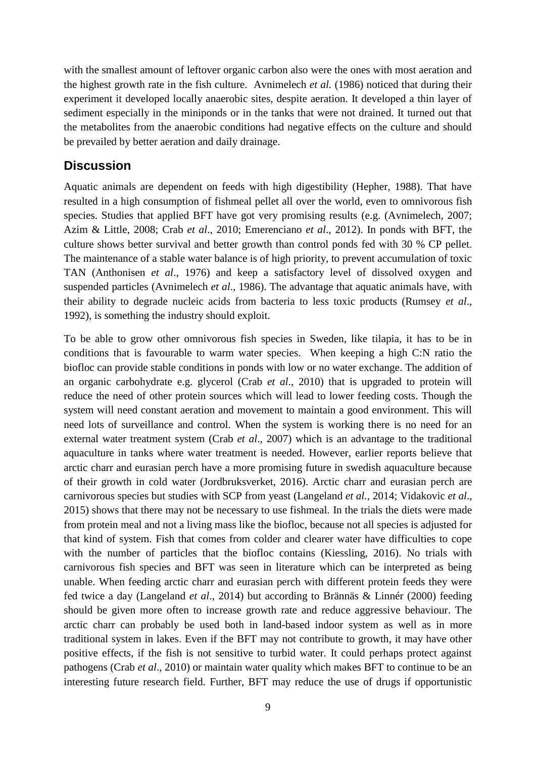with the smallest amount of leftover organic carbon also were the ones with most aeration and the highest growth rate in the fish culture. Avnimelech *et al.* (1986) noticed that during their experiment it developed locally anaerobic sites, despite aeration. It developed a thin layer of sediment especially in the miniponds or in the tanks that were not drained. It turned out that the metabolites from the anaerobic conditions had negative effects on the culture and should be prevailed by better aeration and daily drainage.

## Discussion

Aquatic animals are dependent on feeds with high digestibility (Hepher, 1988). That have resulted in a high consumption of fishmeal pellet all over the world, even to omnivorous fish species. Studies that applied BFT have got very promising results (e.g. (Avnimelech, 2007; Azim & Little, 2008; Crab *et al*., 2010; Emerenciano *et al*., 2012). In ponds with BFT, the culture shows better survival and better growth than control ponds fed with 30 % CP pellet. The maintenance of a stable water balance is of high priority, to prevent accumulation of toxic TAN (Anthonisen *et al*., 1976) and keep a satisfactory level of dissolved oxygen and suspended particles (Avnimelech *et al*., 1986). The advantage that aquatic animals have, with their ability to degrade nucleic acids from bacteria to less toxic products (Rumsey *et al*., 1992), is something the industry should exploit.

To be able to grow other omnivorous fish species in Sweden, like tilapia, it has to be in conditions that is favourable to warm water species. When keeping a high C:N ratio the biofloc can provide stable conditions in ponds with low or no water exchange. The addition of an organic carbohydrate e.g. glycerol (Crab *et al*., 2010) that is upgraded to protein will reduce the need of other protein sources which will lead to lower feeding costs. Though the system will need constant aeration and movement to maintain a good environment. This will need lots of surveillance and control. When the system is working there is no need for an external water treatment system (Crab *et al*., 2007) which is an advantage to the traditional aquaculture in tanks where water treatment is needed. However, earlier reports believe that arctic charr and eurasian perch have a more promising future in swedish aquaculture because of their growth in cold water (Jordbruksverket, 2016). Arctic charr and eurasian perch are carnivorous species but studies with SCP from yeast (Langeland *et al.*, 2014; Vidakovic *et al*., 2015) shows that there may not be necessary to use fishmeal. In the trials the diets were made from protein meal and not a living mass like the biofloc, because not all species is adjusted for that kind of system. Fish that comes from colder and clearer water have difficulties to cope with the number of particles that the biofloc contains (Kiessling, 2016). No trials with carnivorous fish species and BFT was seen in literature which can be interpreted as being unable. When feeding arctic charr and eurasian perch with different protein feeds they were fed twice a day (Langeland *et al*., 2014) but according to Brännäs & Linnér (2000) feeding should be given more often to increase growth rate and reduce aggressive behaviour. The arctic charr can probably be used both in land-based indoor system as well as in more traditional system in lakes. Even if the BFT may not contribute to growth, it may have other positive effects, if the fish is not sensitive to turbid water. It could perhaps protect against pathogens (Crab *et al*., 2010) or maintain water quality which makes BFT to continue to be an interesting future research field. Further, BFT may reduce the use of drugs if opportunistic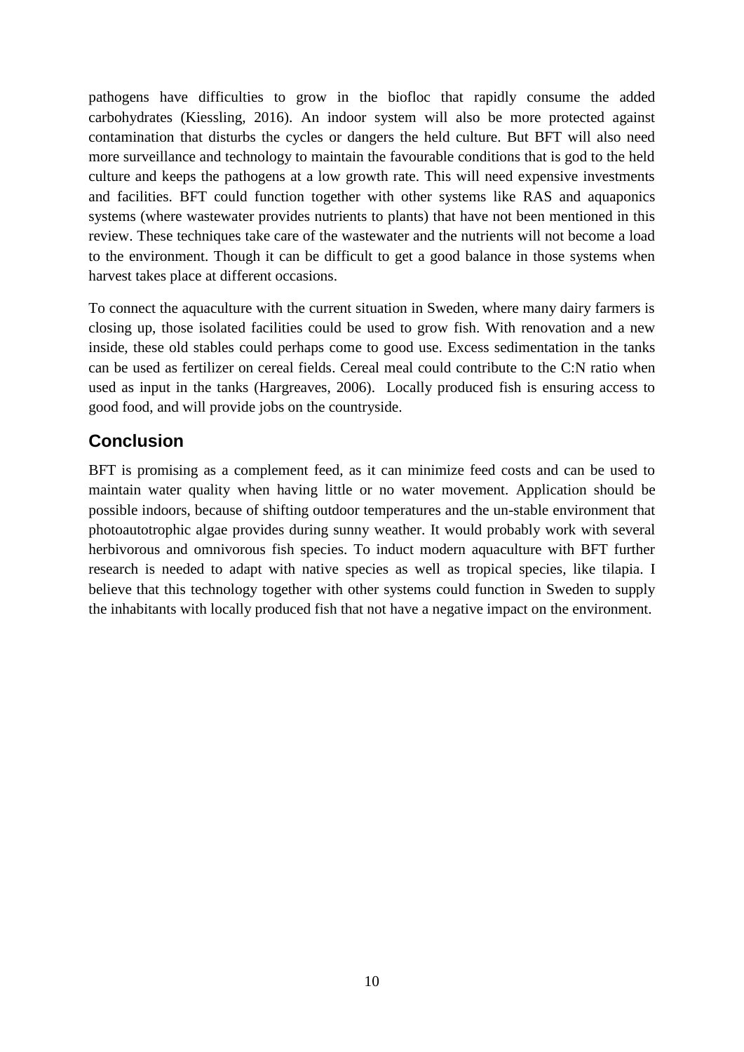pathogens have difficulties to grow in the biofloc that rapidly consume the added carbohydrates (Kiessling, 2016). An indoor system will also be more protected against contamination that disturbs the cycles or dangers the held culture. But BFT will also need more surveillance and technology to maintain the favourable conditions that is god to the held culture and keeps the pathogens at a low growth rate. This will need expensive investments and facilities. BFT could function together with other systems like RAS and aquaponics systems (where wastewater provides nutrients to plants) that have not been mentioned in this review. These techniques take care of the wastewater and the nutrients will not become a load to the environment. Though it can be difficult to get a good balance in those systems when harvest takes place at different occasions.

To connect the aquaculture with the current situation in Sweden, where many dairy farmers is closing up, those isolated facilities could be used to grow fish. With renovation and a new inside, these old stables could perhaps come to good use. Excess sedimentation in the tanks can be used as fertilizer on cereal fields. Cereal meal could contribute to the C:N ratio when used as input in the tanks (Hargreaves, 2006). Locally produced fish is ensuring access to good food, and will provide jobs on the countryside.

## Conclusion

BFT is promising as a complement feed, as it can minimize feed costs and can be used to maintain water quality when having little or no water movement. Application should be possible indoors, because of shifting outdoor temperatures and the un-stable environment that photoautotrophic algae provides during sunny weather. It would probably work with several herbivorous and omnivorous fish species. To induct modern aquaculture with BFT further research is needed to adapt with native species as well as tropical species, like tilapia. I believe that this technology together with other systems could function in Sweden to supply the inhabitants with locally produced fish that not have a negative impact on the environment.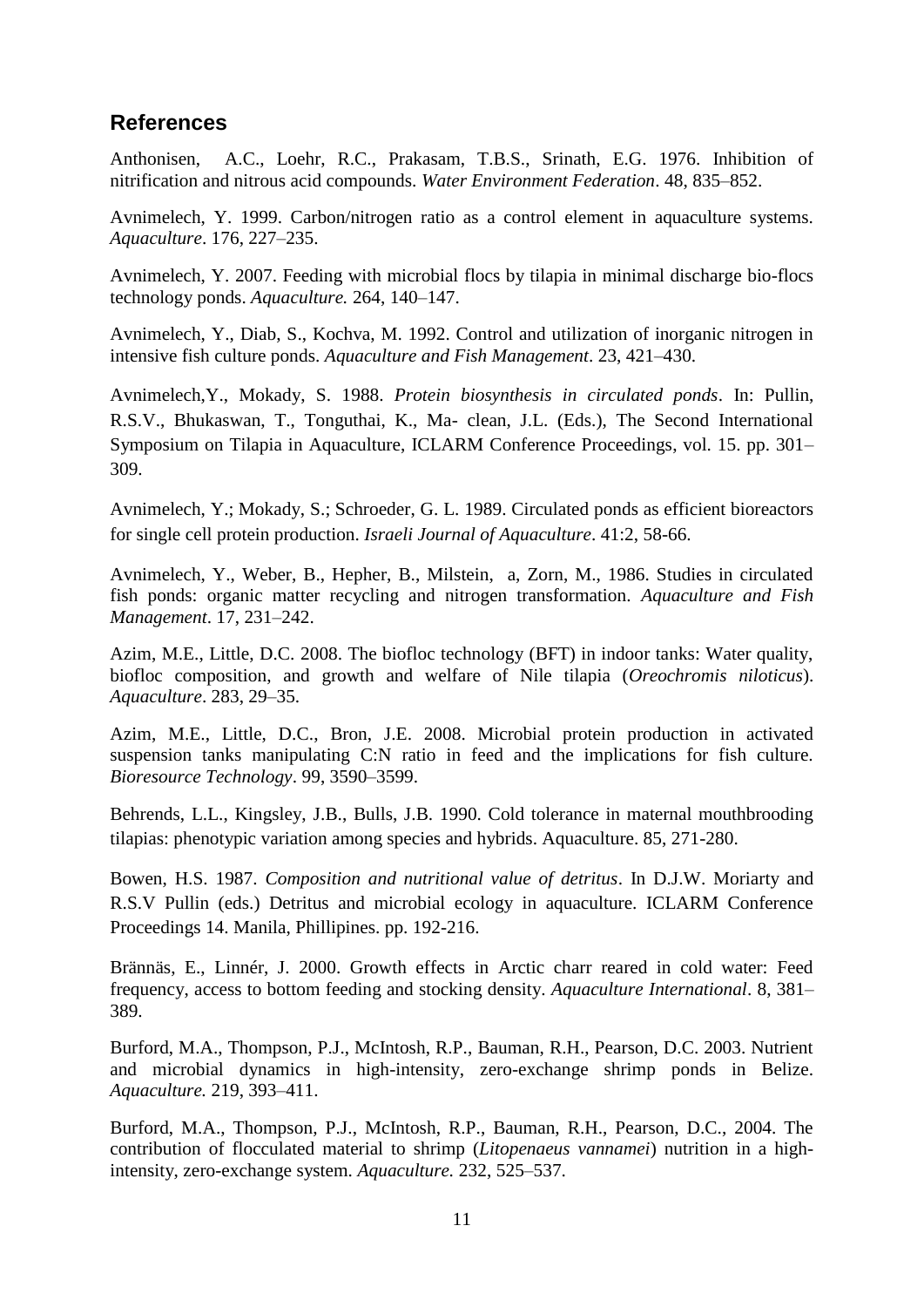## References

Anthonisen, A.C., Loehr, R.C., Prakasam, T.B.S., Srinath, E.G. 1976. Inhibition of nitrification and nitrous acid compounds. *Water Environment Federation*. 48, 835–852.

Avnimelech, Y. 1999. Carbon/nitrogen ratio as a control element in aquaculture systems. *Aquaculture*. 176, 227–235.

Avnimelech, Y. 2007. Feeding with microbial flocs by tilapia in minimal discharge bio-flocs technology ponds. *Aquaculture.* 264, 140–147.

Avnimelech, Y., Diab, S., Kochva, M. 1992. Control and utilization of inorganic nitrogen in intensive fish culture ponds. *Aquaculture and Fish Management*. 23, 421–430.

Avnimelech,Y., Mokady, S. 1988. *Protein biosynthesis in circulated ponds*. In: Pullin, R.S.V., Bhukaswan, T., Tonguthai, K., Ma- clean, J.L. (Eds.), The Second International Symposium on Tilapia in Aquaculture, ICLARM Conference Proceedings, vol. 15. pp. 301–309.

Avnimelech, Y.; Mokady, S.; Schroeder, G. L. 1989. Circulated ponds as efficient bioreactors for single cell protein production. *Israeli Journal of Aquaculture*. 41:2, 58-66.

Avnimelech, Y., Weber, B., Hepher, B., Milstein, a, Zorn, M., 1986. Studies in circulated fish ponds: organic matter recycling and nitrogen transformation. *Aquaculture and Fish Management*. 17, 231–242.

Azim, M.E., Little, D.C. 2008. The biofloc technology (BFT) in indoor tanks: Water quality, biofloc composition, and growth and welfare of Nile tilapia (*Oreochromis niloticus*). *Aquaculture*. 283, 29–35.

Azim, M.E., Little, D.C., Bron, J.E. 2008. Microbial protein production in activated suspension tanks manipulating C:N ratio in feed and the implications for fish culture. *Bioresource Technology*. 99, 3590–3599.

Behrends, L.L., Kingsley, J.B., Bulls, J.B. 1990. Cold tolerance in maternal mouthbrooding tilapias: phenotypic variation among species and hybrids. Aquaculture. 85, 271-280.

Bowen, H.S. 1987. *Composition and nutritional value of detritus*. In D.J.W. Moriarty and R.S.V Pullin (eds.) Detritus and microbial ecology in aquaculture. ICLARM Conference Proceedings 14. Manila, Phillipines. pp. 192-216.

Brännäs, E., Linnér, J. 2000. Growth effects in Arctic charr reared in cold water: Feed frequency, access to bottom feeding and stocking density. *Aquaculture International*. 8, 381–389.

Burford, M.A., Thompson, P.J., McIntosh, R.P., Bauman, R.H., Pearson, D.C. 2003. Nutrient and microbial dynamics in high-intensity, zero-exchange shrimp ponds in Belize. *Aquaculture.* 219, 393–411.

Burford, M.A., Thompson, P.J., McIntosh, R.P., Bauman, R.H., Pearson, D.C., 2004. The contribution of flocculated material to shrimp (*Litopenaeus vannamei*) nutrition in a high-intensity, zero-exchange system. *Aquaculture.* 232, 525–537.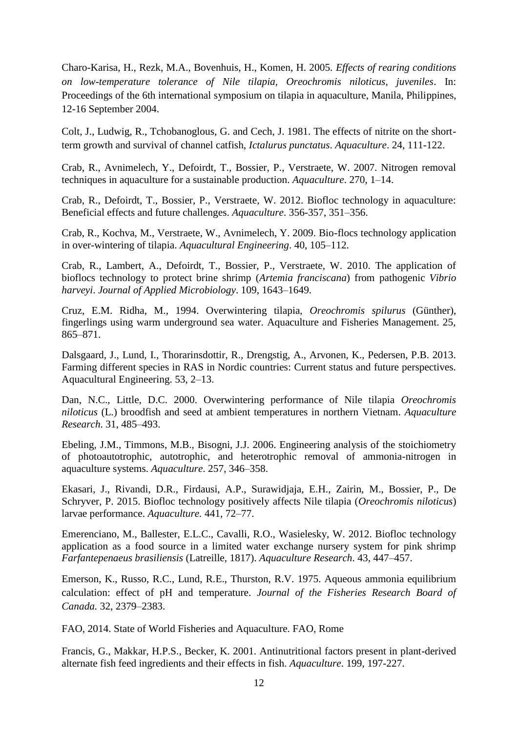Charo-Karisa, H., Rezk, M.A., Bovenhuis, H., Komen, H. 2005. *Effects of rearing conditions on low-temperature tolerance of Nile tilapia, Oreochromis niloticus, juveniles*. In: Proceedings of the 6th international symposium on tilapia in aquaculture, Manila, Philippines, 12-16 September 2004.

Colt, J., Ludwig, R., Tchobanoglous, G. and Cech, J. 1981. The effects of nitrite on the short-term growth and survival of channel catfish, *Ictalurus punctatus*. *Aquaculture*. 24, 111-122.

Crab, R., Avnimelech, Y., Defoirdt, T., Bossier, P., Verstraete, W. 2007. Nitrogen removal techniques in aquaculture for a sustainable production. *Aquaculture*. 270, 1–14.

Crab, R., Defoirdt, T., Bossier, P., Verstraete, W. 2012. Biofloc technology in aquaculture: Beneficial effects and future challenges. *Aquaculture*. 356-357, 351–356.

Crab, R., Kochva, M., Verstraete, W., Avnimelech, Y. 2009. Bio-flocs technology application in over-wintering of tilapia. *Aquacultural Engineering*. 40, 105–112.

Crab, R., Lambert, A., Defoirdt, T., Bossier, P., Verstraete, W. 2010. The application of bioflocs technology to protect brine shrimp (*Artemia franciscana*) from pathogenic *Vibrio harveyi*. *Journal of Applied Microbiology*. 109, 1643–1649.

Cruz, E.M. Ridha, M., 1994. Overwintering tilapia, *Oreochromis spilurus* (Günther), fingerlings using warm underground sea water. Aquaculture and Fisheries Management. 25, 865–871.

Dalsgaard, J., Lund, I., Thorarinsdottir, R., Drengstig, A., Arvonen, K., Pedersen, P.B. 2013. Farming different species in RAS in Nordic countries: Current status and future perspectives. Aquacultural Engineering. 53, 2–13.

Dan, N.C., Little, D.C. 2000. Overwintering performance of Nile tilapia *Oreochromis niloticus* (L.) broodfish and seed at ambient temperatures in northern Vietnam. *Aquaculture Research*. 31, 485–493.

Ebeling, J.M., Timmons, M.B., Bisogni, J.J. 2006. Engineering analysis of the stoichiometry of photoautotrophic, autotrophic, and heterotrophic removal of ammonia-nitrogen in aquaculture systems. *Aquaculture*. 257, 346–358.

Ekasari, J., Rivandi, D.R., Firdausi, A.P., Surawidjaja, E.H., Zairin, M., Bossier, P., De Schryver, P. 2015. Biofloc technology positively affects Nile tilapia (*Oreochromis niloticus*) larvae performance. *Aquaculture.* 441, 72–77.

Emerenciano, M., Ballester, E.L.C., Cavalli, R.O., Wasielesky, W. 2012. Biofloc technology application as a food source in a limited water exchange nursery system for pink shrimp *Farfantepenaeus brasiliensis* (Latreille, 1817). *Aquaculture Research*. 43, 447–457.

Emerson, K., Russo, R.C., Lund, R.E., Thurston, R.V. 1975. Aqueous ammonia equilibrium calculation: effect of pH and temperature. *Journal of the Fisheries Research Board of Canada.* 32, 2379–2383.

FAO, 2014. State of World Fisheries and Aquaculture. FAO, Rome

Francis, G., Makkar, H.P.S., Becker, K. 2001. Antinutritional factors present in plant-derived alternate fish feed ingredients and their effects in fish. *Aquaculture*. 199, 197-227.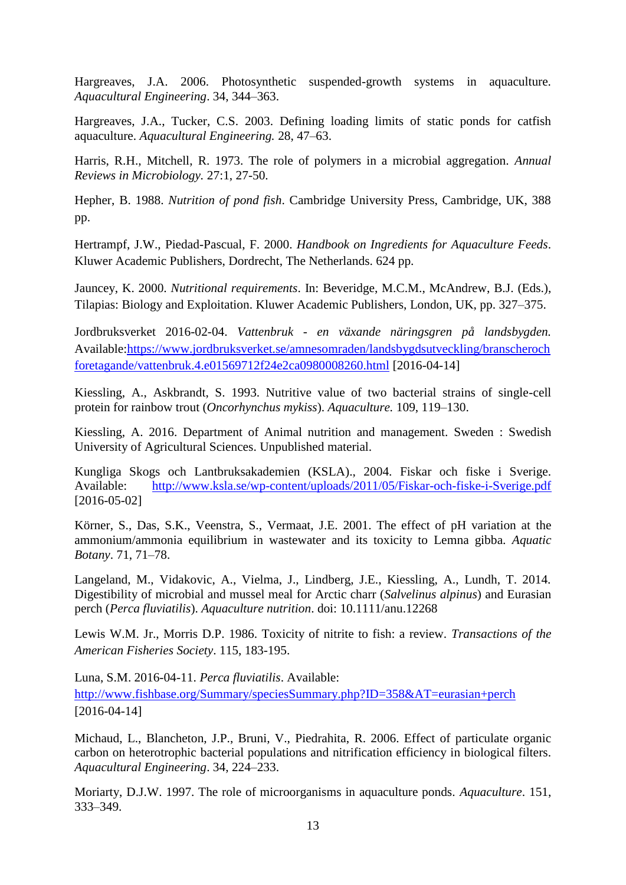Hargreaves, J.A. 2006. Photosynthetic suspended-growth systems in aquaculture. *Aquacultural Engineering*. 34, 344–363.

Hargreaves, J.A., Tucker, C.S. 2003. Defining loading limits of static ponds for catfish aquaculture. *Aquacultural Engineering.* 28, 47–63.

Harris, R.H., Mitchell, R. 1973. The role of polymers in a microbial aggregation. *Annual Reviews in Microbiology.* 27:1, 27-50.

Hepher, B. 1988. *Nutrition of pond fish*. Cambridge University Press, Cambridge, UK, 388 pp.

Hertrampf, J.W., Piedad-Pascual, F. 2000. *Handbook on Ingredients for Aquaculture Feeds*. Kluwer Academic Publishers, Dordrecht, The Netherlands. 624 pp.

Jauncey, K. 2000. *Nutritional requirements*. In: Beveridge, M.C.M., McAndrew, B.J. (Eds.), Tilapias: Biology and Exploitation. Kluwer Academic Publishers, London, UK, pp. 327–375.

Jordbruksverket 2016-02-04. *Vattenbruk - en växande näringsgren på landsbygden.* Available:https://www.jordbruksverket.se/amnesomraden/landsbygdsutveckling/branscherochforetagande/vattenbruk.4.e01569712f24e2ca0980008260.html [2016-04-14]

Kiessling, A., Askbrandt, S. 1993. Nutritive value of two bacterial strains of single-cell protein for rainbow trout (*Oncorhynchus mykiss*). *Aquaculture.* 109, 119–130.

Kiessling, A. 2016. Department of Animal nutrition and management. Sweden : Swedish University of Agricultural Sciences. Unpublished material.

Kungliga Skogs och Lantbruksakademien (KSLA)., 2004. Fiskar och fiske i Sverige. Available: http://www.ksla.se/wp-content/uploads/2011/05/Fiskar-och-fiske-i-Sverige.pdf [2016-05-02]

Körner, S., Das, S.K., Veenstra, S., Vermaat, J.E. 2001. The effect of pH variation at the ammonium/ammonia equilibrium in wastewater and its toxicity to Lemna gibba. *Aquatic Botany*. 71, 71–78.

Langeland, M., Vidakovic, A., Vielma, J., Lindberg, J.E., Kiessling, A., Lundh, T. 2014. Digestibility of microbial and mussel meal for Arctic charr (*Salvelinus alpinus*) and Eurasian perch (*Perca fluviatilis*). *Aquaculture nutrition*. doi: 10.1111/anu.12268

Lewis W.M. Jr., Morris D.P. 1986. Toxicity of nitrite to fish: a review. *Transactions of the American Fisheries Society*. 115, 183-195.

Luna, S.M. 2016-04-11. *Perca fluviatilis*. Available: http://www.fishbase.org/Summary/speciesSummary.php?ID=358&AT=eurasian+perch [2016-04-14]

Michaud, L., Blancheton, J.P., Bruni, V., Piedrahita, R. 2006. Effect of particulate organic carbon on heterotrophic bacterial populations and nitrification efficiency in biological filters. *Aquacultural Engineering*. 34, 224–233.

Moriarty, D.J.W. 1997. The role of microorganisms in aquaculture ponds. *Aquaculture*. 151, 333–349.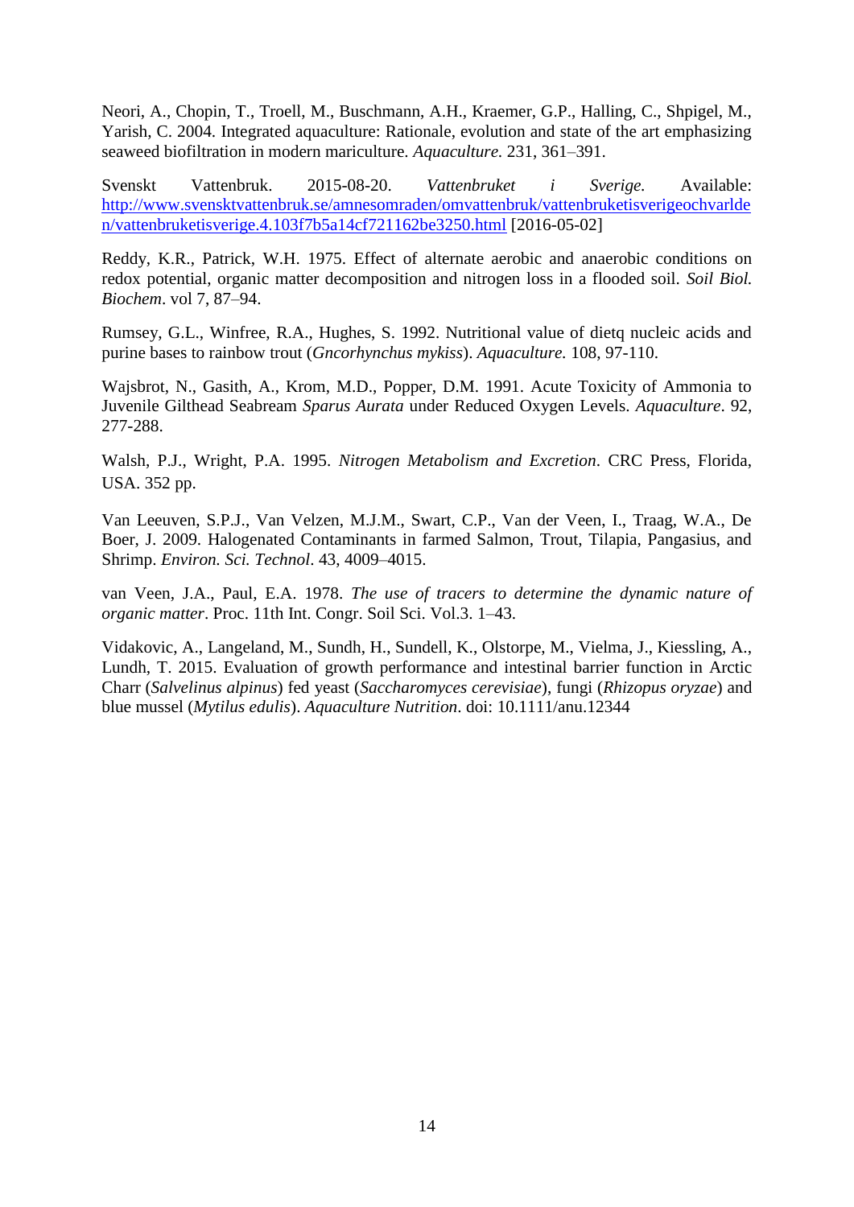Neori, A., Chopin, T., Troell, M., Buschmann, A.H., Kraemer, G.P., Halling, C., Shpigel, M., Yarish, C. 2004. Integrated aquaculture: Rationale, evolution and state of the art emphasizing seaweed biofiltration in modern mariculture. *Aquaculture.* 231, 361–391.

Svenskt Vattenbruk. 2015-08-20. *Vattenbruket i Sverige.* Available: [http://www.svensktvattenbruk.se/amnesomraden/omvattenbruk/vattenbruketisverigeochvarlden/vattenbruketisverige.4.103f7b5a14cf721162be3250.html](http://www.svensktvattenbruk.se/amnesomraden/omvattenbruk/vattenbruketisverigeochvarlden/vattenbruketisverige.4.103f7b5a14cf721162be3250.html) [2016-05-02]

Reddy, K.R., Patrick, W.H. 1975. Effect of alternate aerobic and anaerobic conditions on redox potential, organic matter decomposition and nitrogen loss in a flooded soil. *Soil Biol. Biochem*. vol 7, 87–94.

Rumsey, G.L., Winfree, R.A., Hughes, S. 1992. Nutritional value of dietq nucleic acids and purine bases to rainbow trout (*Gncorhynchus mykiss*). *Aquaculture.* 108, 97-110.

Wajsbrot, N., Gasith, A., Krom, M.D., Popper, D.M. 1991. Acute Toxicity of Ammonia to Juvenile Gilthead Seabream *Sparus Aurata* under Reduced Oxygen Levels. *Aquaculture*. 92, 277-288.

Walsh, P.J., Wright, P.A. 1995. *Nitrogen Metabolism and Excretion*. CRC Press, Florida, USA. 352 pp.

Van Leeuven, S.P.J., Van Velzen, M.J.M., Swart, C.P., Van der Veen, I., Traag, W.A., De Boer, J. 2009. Halogenated Contaminants in farmed Salmon, Trout, Tilapia, Pangasius, and Shrimp. *Environ. Sci. Technol*. 43, 4009–4015.

van Veen, J.A., Paul, E.A. 1978. *The use of tracers to determine the dynamic nature of organic matter*. Proc. 11th Int. Congr. Soil Sci. Vol.3. 1–43.

Vidakovic, A., Langeland, M., Sundh, H., Sundell, K., Olstorpe, M., Vielma, J., Kiessling, A., Lundh, T. 2015. Evaluation of growth performance and intestinal barrier function in Arctic Charr (*Salvelinus alpinus*) fed yeast (*Saccharomyces cerevisiae*), fungi (*Rhizopus oryzae*) and blue mussel (*Mytilus edulis*). *Aquaculture Nutrition*. doi: 10.1111/anu.12344